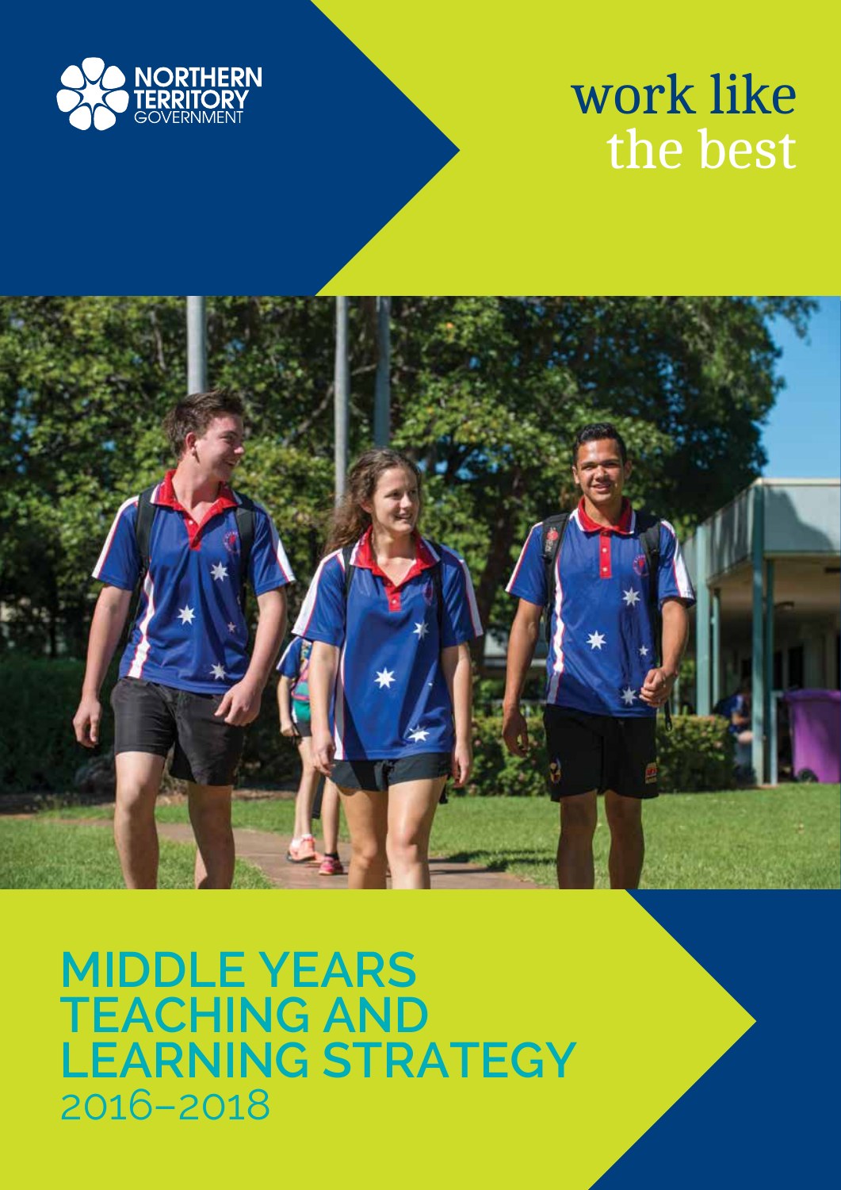NORTHERN TERRITORY GOVERNMENT

work like the best

# MIDDLE YEARS TEACHING AND LEARNING STRATEGY

2016–2018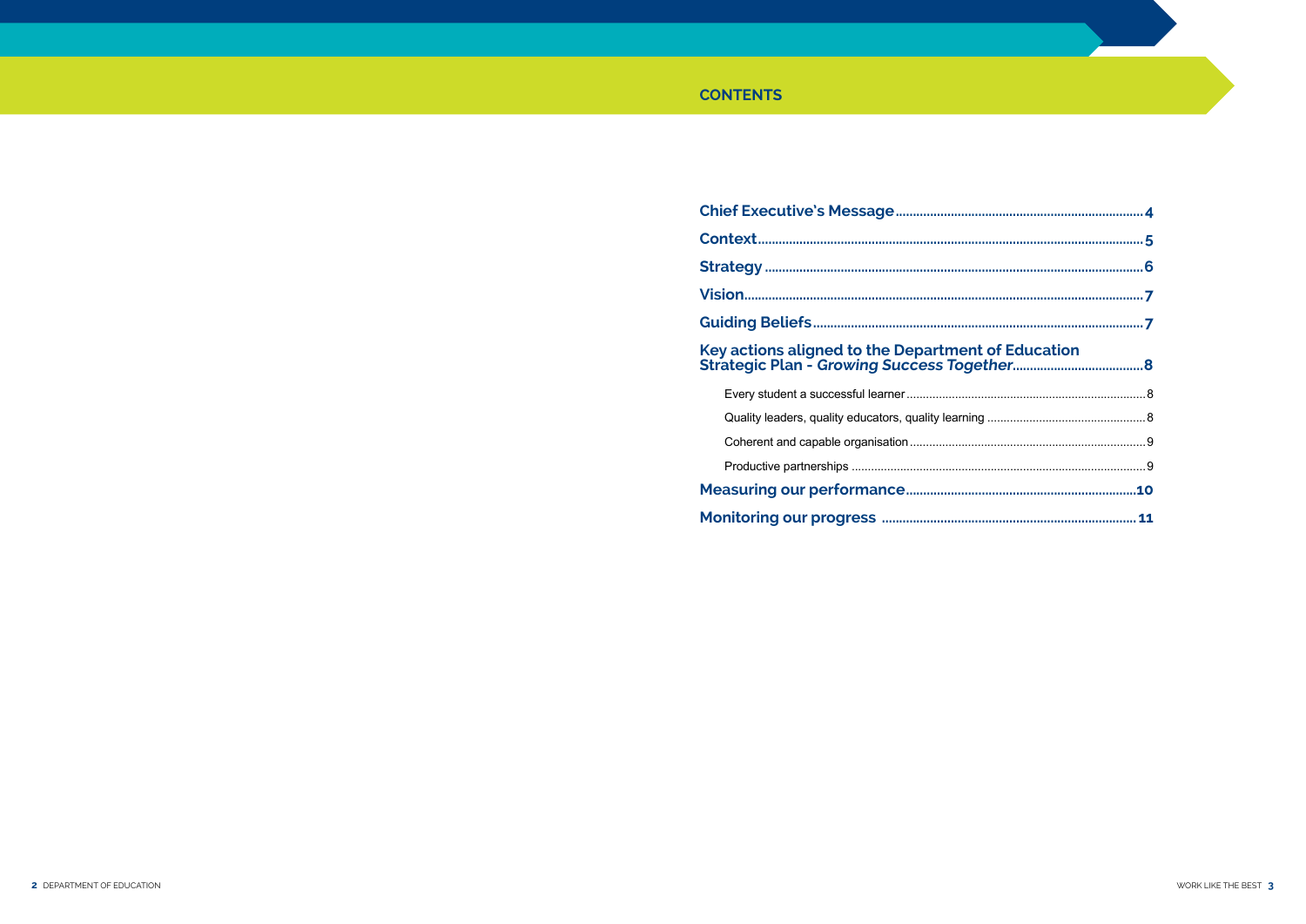## CONTENTS

Chief Executive's Message....................4

Context....................5

Strategy....................6

Vision....................7

Guiding Beliefs....................7

Key actions aligned to the Department of Education Strategic Plan - *Growing Success Together*....................8

- Every student a successful learner....................8
- Quality leaders, quality educators, quality learning....................8
- Coherent and capable organisation....................9
- Productive partnerships....................9

Measuring our performance....................10

Monitoring our progress....................11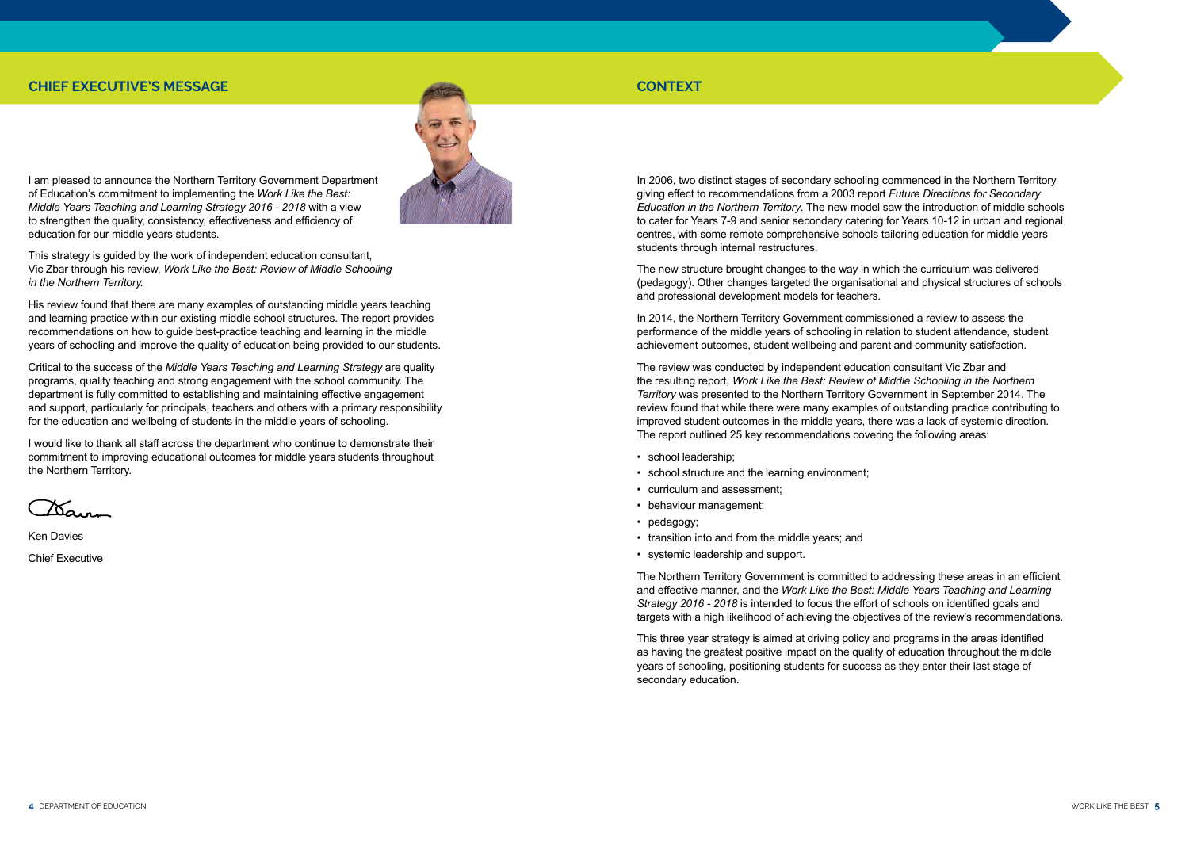## CHIEF EXECUTIVE'S MESSAGE

I am pleased to announce the Northern Territory Government Department of Education's commitment to implementing the *Work Like the Best: Middle Years Teaching and Learning Strategy 2016 - 2018* with a view to strengthen the quality, consistency, effectiveness and efficiency of education for our middle years students.

This strategy is guided by the work of independent education consultant, Vic Zbar through his review, *Work Like the Best: Review of Middle Schooling in the Northern Territory.*

His review found that there are many examples of outstanding middle years teaching and learning practice within our existing middle school structures. The report provides recommendations on how to guide best-practice teaching and learning in the middle years of schooling and improve the quality of education being provided to our students.

Critical to the success of the *Middle Years Teaching and Learning Strategy* are quality programs, quality teaching and strong engagement with the school community. The department is fully committed to establishing and maintaining effective engagement and support, particularly for principals, teachers and others with a primary responsibility for the education and wellbeing of students in the middle years of schooling.

I would like to thank all staff across the department who continue to demonstrate their commitment to improving educational outcomes for middle years students throughout the Northern Territory.

Ken Davies

Chief Executive

## CONTEXT

In 2006, two distinct stages of secondary schooling commenced in the Northern Territory giving effect to recommendations from a 2003 report *Future Directions for Secondary Education in the Northern Territory*. The new model saw the introduction of middle schools to cater for Years 7-9 and senior secondary catering for Years 10-12 in urban and regional centres, with some remote comprehensive schools tailoring education for middle years students through internal restructures.

The new structure brought changes to the way in which the curriculum was delivered (pedagogy). Other changes targeted the organisational and physical structures of schools and professional development models for teachers.

In 2014, the Northern Territory Government commissioned a review to assess the performance of the middle years of schooling in relation to student attendance, student achievement outcomes, student wellbeing and parent and community satisfaction.

The review was conducted by independent education consultant Vic Zbar and the resulting report, *Work Like the Best: Review of Middle Schooling in the Northern Territory* was presented to the Northern Territory Government in September 2014. The review found that while there were many examples of outstanding practice contributing to improved student outcomes in the middle years, there was a lack of systemic direction. The report outlined 25 key recommendations covering the following areas:

- school leadership;
- school structure and the learning environment;
- curriculum and assessment;
- behaviour management;
- pedagogy;
- transition into and from the middle years; and
- systemic leadership and support.

The Northern Territory Government is committed to addressing these areas in an efficient and effective manner, and the *Work Like the Best: Middle Years Teaching and Learning Strategy 2016 - 2018* is intended to focus the effort of schools on identified goals and targets with a high likelihood of achieving the objectives of the review's recommendations.

This three year strategy is aimed at driving policy and programs in the areas identified as having the greatest positive impact on the quality of education throughout the middle years of schooling, positioning students for success as they enter their last stage of secondary education.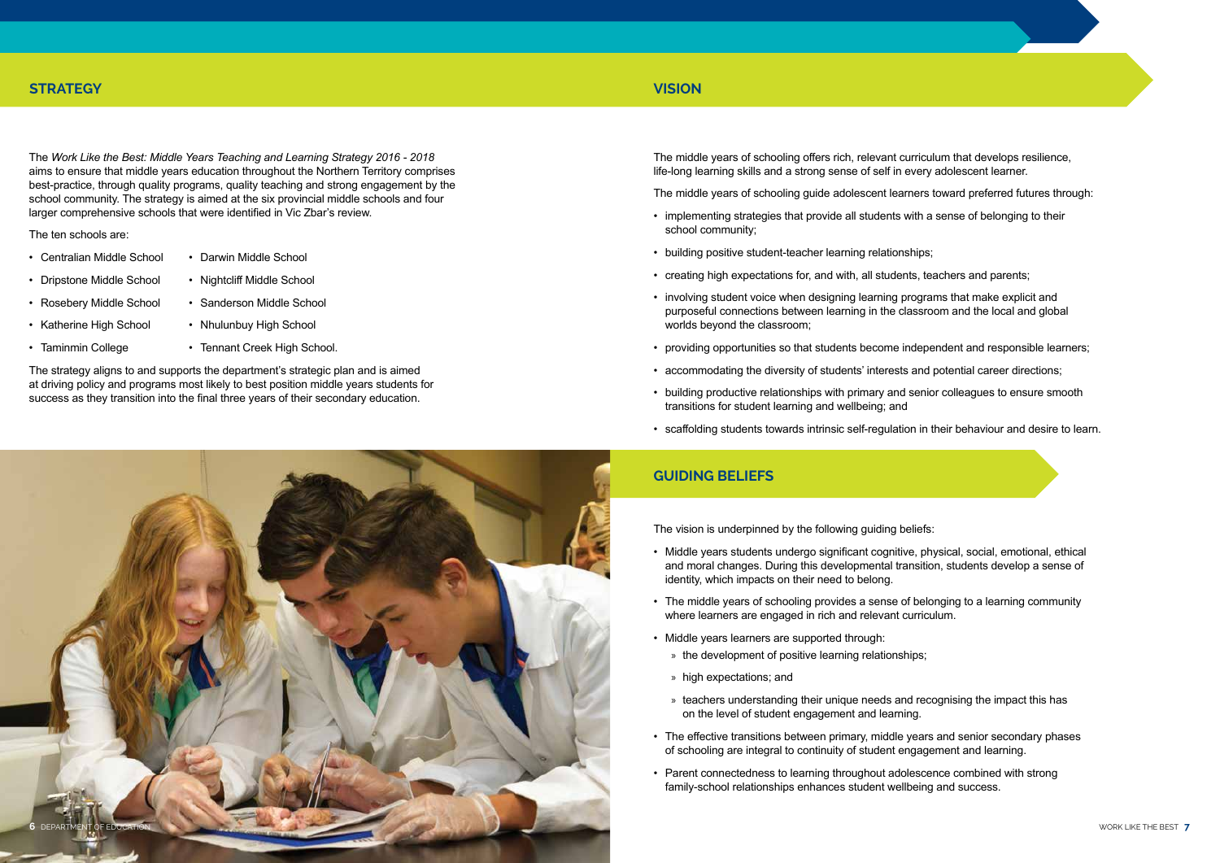## STRATEGY

The *Work Like the Best: Middle Years Teaching and Learning Strategy 2016 - 2018* aims to ensure that middle years education throughout the Northern Territory comprises best-practice, through quality programs, quality teaching and strong engagement by the school community. The strategy is aimed at the six provincial middle schools and four larger comprehensive schools that were identified in Vic Zbar's review.

The ten schools are:

- Centralian Middle School
- Dripstone Middle School
- Rosebery Middle School
- Katherine High School
- Taminmin College
- Darwin Middle School
- Nightcliff Middle School
- Sanderson Middle School
- Nhulunbuy High School
- Tennant Creek High School.

The strategy aligns to and supports the department's strategic plan and is aimed at driving policy and programs most likely to best position middle years students for success as they transition into the final three years of their secondary education.

## VISION

The middle years of schooling offers rich, relevant curriculum that develops resilience, life-long learning skills and a strong sense of self in every adolescent learner.

The middle years of schooling guide adolescent learners toward preferred futures through:

- implementing strategies that provide all students with a sense of belonging to their school community;
- building positive student-teacher learning relationships;
- creating high expectations for, and with, all students, teachers and parents;
- involving student voice when designing learning programs that make explicit and purposeful connections between learning in the classroom and the local and global worlds beyond the classroom;
- providing opportunities so that students become independent and responsible learners;
- accommodating the diversity of students' interests and potential career directions;
- building productive relationships with primary and senior colleagues to ensure smooth transitions for student learning and wellbeing; and
- scaffolding students towards intrinsic self-regulation in their behaviour and desire to learn.

## GUIDING BELIEFS

The vision is underpinned by the following guiding beliefs:

- Middle years students undergo significant cognitive, physical, social, emotional, ethical and moral changes. During this developmental transition, students develop a sense of identity, which impacts on their need to belong.
- The middle years of schooling provides a sense of belonging to a learning community where learners are engaged in rich and relevant curriculum.
- Middle years learners are supported through:
  - the development of positive learning relationships;
  - high expectations; and
  - teachers understanding their unique needs and recognising the impact this has on the level of student engagement and learning.
- The effective transitions between primary, middle years and senior secondary phases of schooling are integral to continuity of student engagement and learning.
- Parent connectedness to learning throughout adolescence combined with strong family-school relationships enhances student wellbeing and success.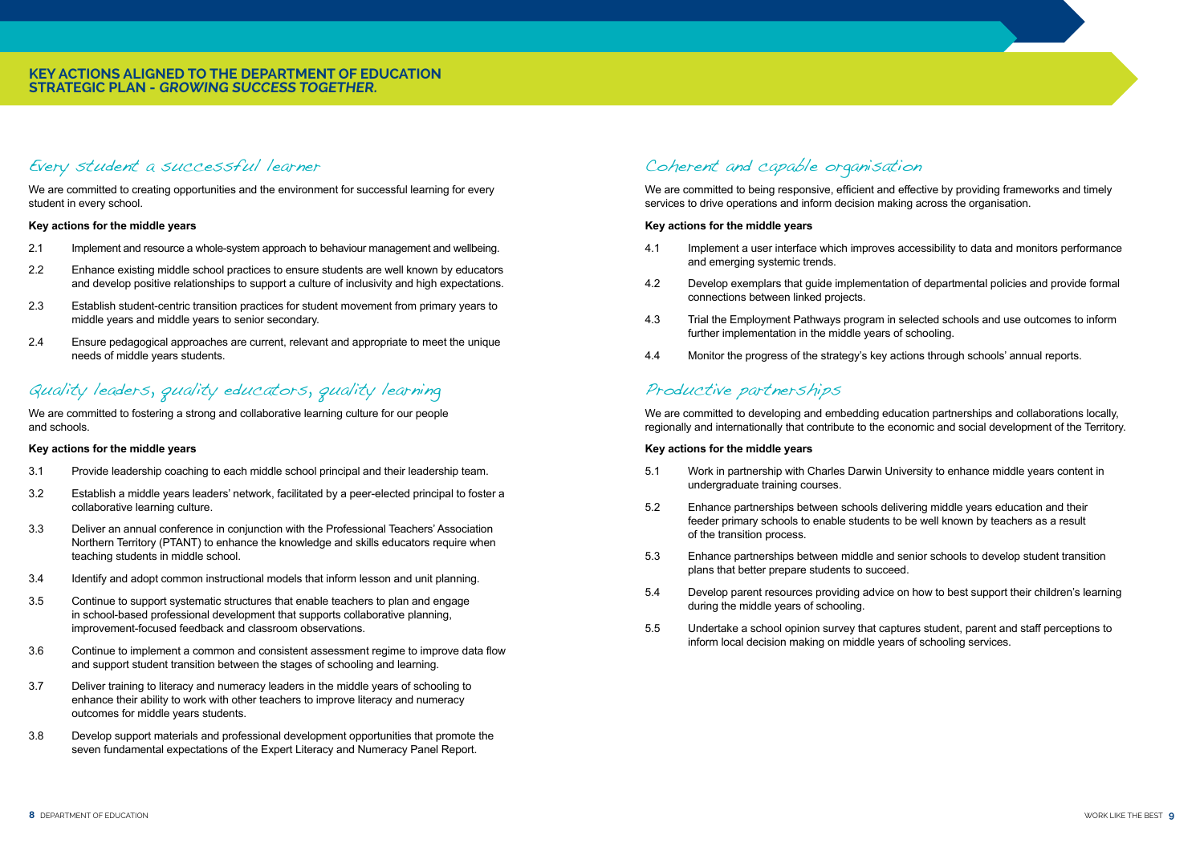## KEY ACTIONS ALIGNED TO THE DEPARTMENT OF EDUCATION STRATEGIC PLAN - *GROWING SUCCESS TOGETHER.*

### Every student a successful learner

We are committed to creating opportunities and the environment for successful learning for every student in every school.

**Key actions for the middle years**

2.1 Implement and resource a whole-system approach to behaviour management and wellbeing.

2.2 Enhance existing middle school practices to ensure students are well known by educators and develop positive relationships to support a culture of inclusivity and high expectations.

2.3 Establish student-centric transition practices for student movement from primary years to middle years and middle years to senior secondary.

2.4 Ensure pedagogical approaches are current, relevant and appropriate to meet the unique needs of middle years students.

### Quality leaders, quality educators, quality learning

We are committed to fostering a strong and collaborative learning culture for our people and schools.

**Key actions for the middle years**

3.1 Provide leadership coaching to each middle school principal and their leadership team.

3.2 Establish a middle years leaders' network, facilitated by a peer-elected principal to foster a collaborative learning culture.

3.3 Deliver an annual conference in conjunction with the Professional Teachers' Association Northern Territory (PTANT) to enhance the knowledge and skills educators require when teaching students in middle school.

3.4 Identify and adopt common instructional models that inform lesson and unit planning.

3.5 Continue to support systematic structures that enable teachers to plan and engage in school-based professional development that supports collaborative planning, improvement-focused feedback and classroom observations.

3.6 Continue to implement a common and consistent assessment regime to improve data flow and support student transition between the stages of schooling and learning.

3.7 Deliver training to literacy and numeracy leaders in the middle years of schooling to enhance their ability to work with other teachers to improve literacy and numeracy outcomes for middle years students.

3.8 Develop support materials and professional development opportunities that promote the seven fundamental expectations of the Expert Literacy and Numeracy Panel Report.

### Coherent and capable organisation

We are committed to being responsive, efficient and effective by providing frameworks and timely services to drive operations and inform decision making across the organisation.

**Key actions for the middle years**

4.1 Implement a user interface which improves accessibility to data and monitors performance and emerging systemic trends.

4.2 Develop exemplars that guide implementation of departmental policies and provide formal connections between linked projects.

4.3 Trial the Employment Pathways program in selected schools and use outcomes to inform further implementation in the middle years of schooling.

4.4 Monitor the progress of the strategy's key actions through schools' annual reports.

### Productive partnerships

We are committed to developing and embedding education partnerships and collaborations locally, regionally and internationally that contribute to the economic and social development of the Territory.

**Key actions for the middle years**

5.1 Work in partnership with Charles Darwin University to enhance middle years content in undergraduate training courses.

5.2 Enhance partnerships between schools delivering middle years education and their feeder primary schools to enable students to be well known by teachers as a result of the transition process.

5.3 Enhance partnerships between middle and senior schools to develop student transition plans that better prepare students to succeed.

5.4 Develop parent resources providing advice on how to best support their children's learning during the middle years of schooling.

5.5 Undertake a school opinion survey that captures student, parent and staff perceptions to inform local decision making on middle years of schooling services.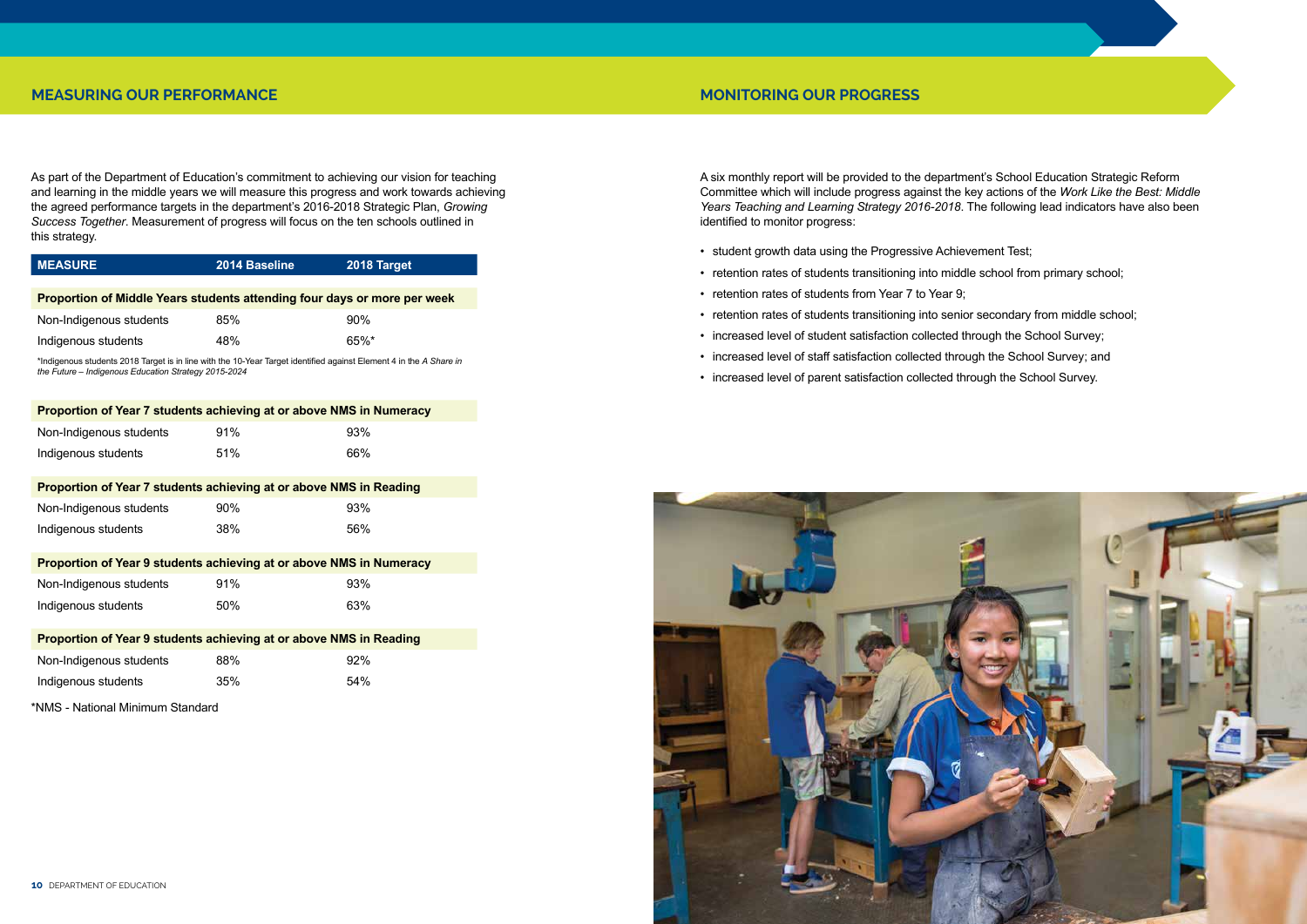## MEASURING OUR PERFORMANCE

As part of the Department of Education's commitment to achieving our vision for teaching and learning in the middle years we will measure this progress and work towards achieving the agreed performance targets in the department's 2016-2018 Strategic Plan, *Growing Success Together*. Measurement of progress will focus on the ten schools outlined in this strategy.

| MEASURE | 2014 Baseline | 2018 Target |
|---|---|---|
| **Proportion of Middle Years students attending four days or more per week** | | |
| Non-Indigenous students | 85% | 90% |
| Indigenous students | 48% | 65%* |

*Indigenous students 2018 Target is in line with the 10-Year Target identified against Element 4 in the *A Share in the Future – Indigenous Education Strategy 2015-2024*

| MEASURE | 2014 Baseline | 2018 Target |
|---|---|---|
| **Proportion of Year 7 students achieving at or above NMS in Numeracy** | | |
| Non-Indigenous students | 91% | 93% |
| Indigenous students | 51% | 66% |
| **Proportion of Year 7 students achieving at or above NMS in Reading** | | |
| Non-Indigenous students | 90% | 93% |
| Indigenous students | 38% | 56% |
| **Proportion of Year 9 students achieving at or above NMS in Numeracy** | | |
| Non-Indigenous students | 91% | 93% |
| Indigenous students | 50% | 63% |
| **Proportion of Year 9 students achieving at or above NMS in Reading** | | |
| Non-Indigenous students | 88% | 92% |
| Indigenous students | 35% | 54% |

*NMS - National Minimum Standard

## MONITORING OUR PROGRESS

A six monthly report will be provided to the department's School Education Strategic Reform Committee which will include progress against the key actions of the *Work Like the Best: Middle Years Teaching and Learning Strategy 2016-2018*. The following lead indicators have also been identified to monitor progress:

- student growth data using the Progressive Achievement Test;
- retention rates of students transitioning into middle school from primary school;
- retention rates of students from Year 7 to Year 9;
- retention rates of students transitioning into senior secondary from middle school;
- increased level of student satisfaction collected through the School Survey;
- increased level of staff satisfaction collected through the School Survey; and
- increased level of parent satisfaction collected through the School Survey.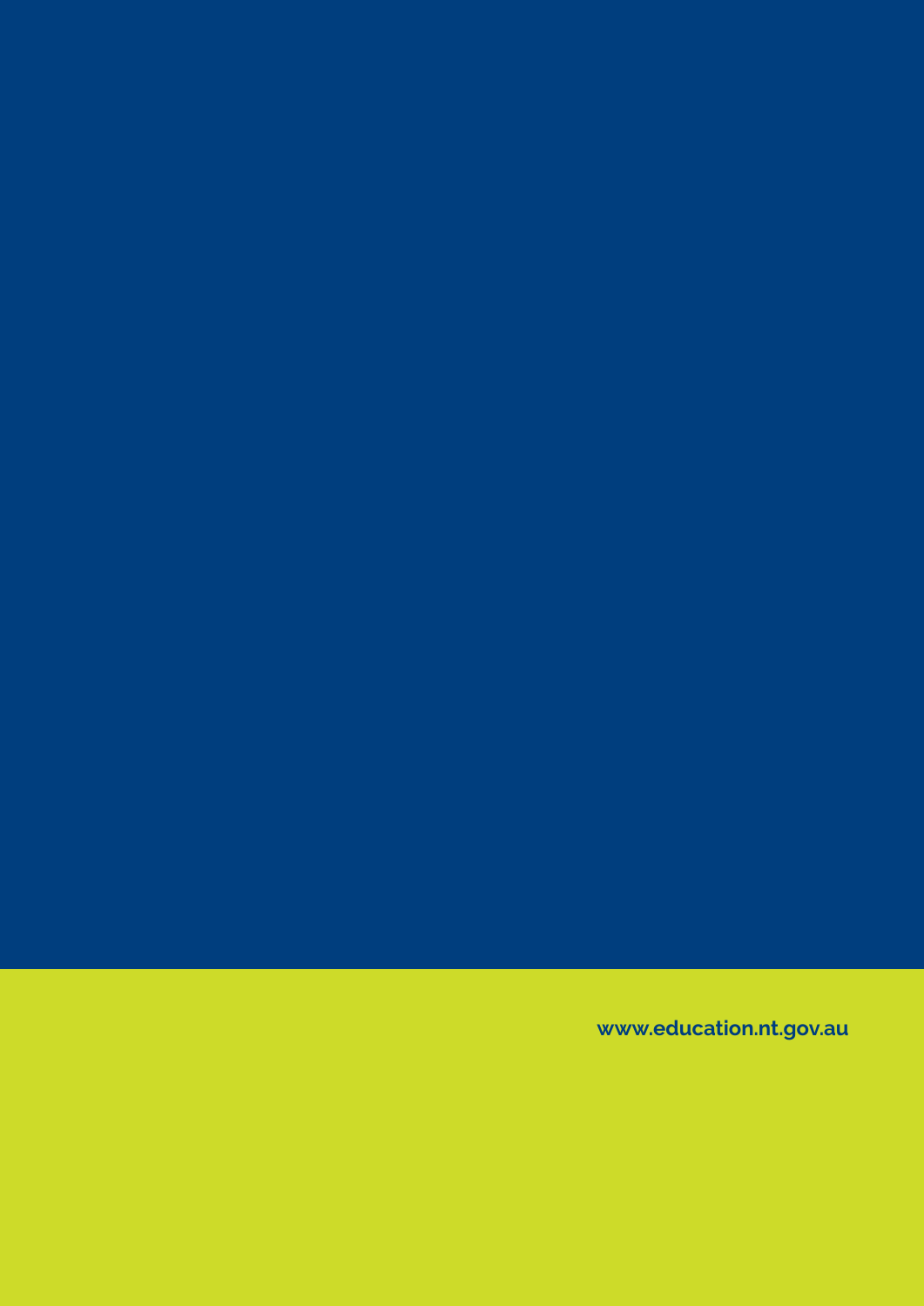www.education.nt.gov.au